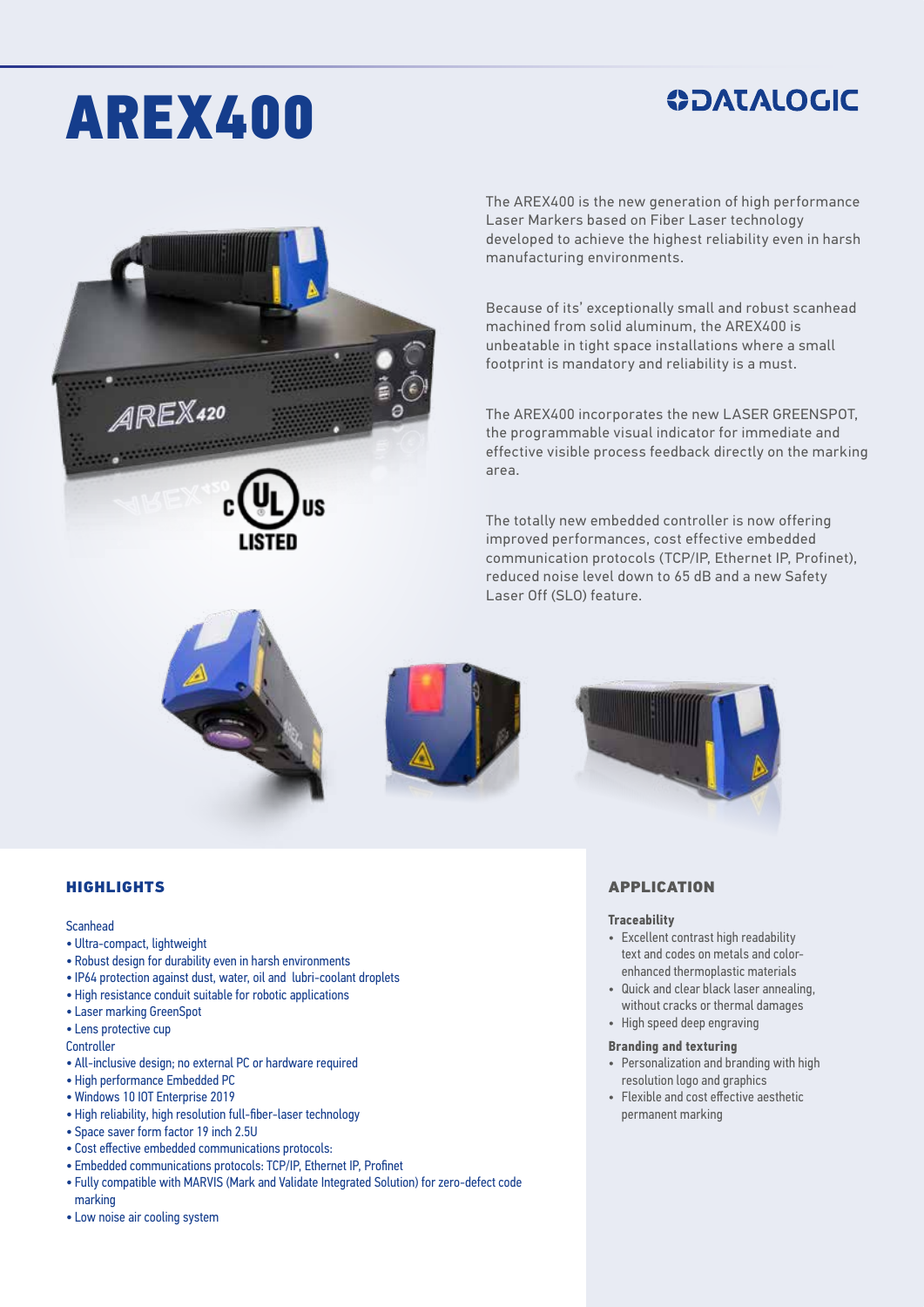# AREX400

DATALOGIC

The AREX400 is the new generation of high performance Laser Markers based on Fiber Laser technology developed to achieve the highest reliability even in harsh manufacturing environments.

Because of its' exceptionally small and robust scanhead machined from solid aluminum, the AREX400 is unbeatable in tight space installations where a small footprint is mandatory and reliability is a must.

The AREX400 incorporates the new LASER GREENSPOT, the programmable visual indicator for immediate and effective visible process feedback directly on the marking area.

The totally new embedded controller is now offering improved performances, cost effective embedded communication protocols (TCP/IP, Ethernet IP, Profinet), reduced noise level down to 65 dB and a new Safety Laser Off (SLO) feature.

## HIGHLIGHTS

Scanhead

- Ultra-compact, lightweight
- Robust design for durability even in harsh environments
- IP64 protection against dust, water, oil and lubri-coolant droplets
- High resistance conduit suitable for robotic applications
- Laser marking GreenSpot
- Lens protective cup

Controller

- All-inclusive design; no external PC or hardware required
- High performance Embedded PC
- Windows 10 IOT Enterprise 2019
- High reliability, high resolution full-fiber-laser technology
- Space saver form factor 19 inch 2.5U
- Cost effective embedded communications protocols:
- Embedded communications protocols: TCP/IP, Ethernet IP, Profinet
- Fully compatible with MARVIS (Mark and Validate Integrated Solution) for zero-defect code marking
- Low noise air cooling system

## APPLICATION

**Traceability**

- Excellent contrast high readability text and codes on metals and color-enhanced thermoplastic materials
- Quick and clear black laser annealing, without cracks or thermal damages
- High speed deep engraving

**Branding and texturing**

- Personalization and branding with high resolution logo and graphics
- Flexible and cost effective aesthetic permanent marking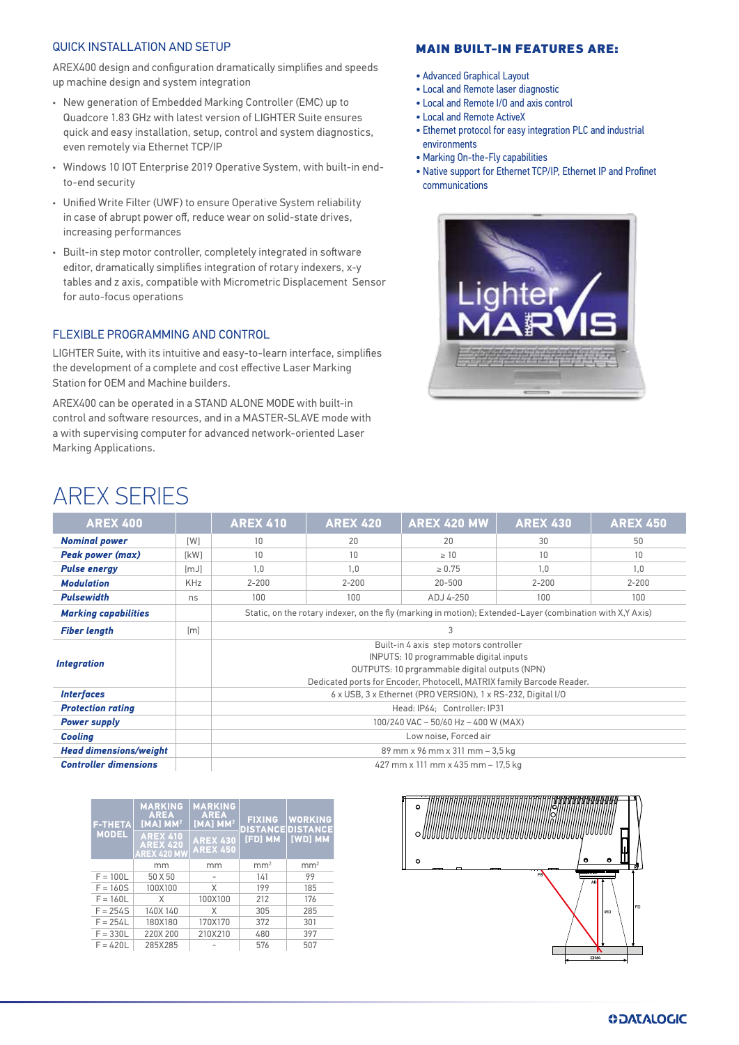## QUICK INSTALLATION AND SETUP

AREX400 design and configuration dramatically simplifies and speeds up machine design and system integration

- New generation of Embedded Marking Controller (EMC) up to Quadcore 1.83 GHz with latest version of LIGHTER Suite ensures quick and easy installation, setup, control and system diagnostics, even remotely via Ethernet TCP/IP
- Windows 10 IOT Enterprise 2019 Operative System, with built-in end-to-end security
- Unified Write Filter (UWF) to ensure Operative System reliability in case of abrupt power off, reduce wear on solid-state drives, increasing performances
- Built-in step motor controller, completely integrated in software editor, dramatically simplifies integration of rotary indexers, x-y tables and z axis, compatible with Micrometric Displacement Sensor for auto-focus operations

## FLEXIBLE PROGRAMMING AND CONTROL

LIGHTER Suite, with its intuitive and easy-to-learn interface, simplifies the development of a complete and cost effective Laser Marking Station for OEM and Machine builders.

AREX400 can be operated in a STAND ALONE MODE with built-in control and software resources, and in a MASTER-SLAVE mode with a with supervising computer for advanced network-oriented Laser Marking Applications.

## MAIN BUILT-IN FEATURES ARE:

- Advanced Graphical Layout
- Local and Remote laser diagnostic
- Local and Remote I/O and axis control
- Local and Remote ActiveX
- Ethernet protocol for easy integration PLC and industrial environments
- Marking On-the-Fly capabilities
- Native support for Ethernet TCP/IP, Ethernet IP and Profinet communications

# AREX SERIES

| AREX 400 | | AREX 410 | AREX 420 | AREX 420 MW | AREX 430 | AREX 450 |
|---|---|---|---|---|---|---|
| ***Nominal power*** | [W] | 10 | 20 | 20 | 30 | 50 |
| ***Peak power (max)*** | [kW] | 10 | 10 | ≥ 10 | 10 | 10 |
| ***Pulse energy*** | [mJ] | 1,0 | 1,0 | ≥ 0.75 | 1,0 | 1,0 |
| ***Modulation*** | KHz | 2-200 | 2-200 | 20-500 | 2-200 | 2-200 |
| ***Pulsewidth*** | ns | 100 | 100 | ADJ 4-250 | 100 | 100 |
| ***Marking capabilities*** | | Static, on the rotary indexer, on the fly (marking in motion); Extended-Layer (combination with X,Y Axis) | | | | |
| ***Fiber length*** | [m] | 3 | | | | |
| ***Integration*** | | Built-in 4 axis step motors controller<br>INPUTS: 10 programmable digital inputs<br>OUTPUTS: 10 prgrammable digital outputs (NPN)<br>Dedicated ports for Encoder, Photocell, MATRIX family Barcode Reader. | | | | |
| ***Interfaces*** | | 6 x USB, 3 x Ethernet (PRO VERSION), 1 x RS-232, Digital I/O | | | | |
| ***Protection rating*** | | Head: IP64; Controller: IP31 | | | | |
| ***Power supply*** | | 100/240 VAC – 50/60 Hz – 400 W (MAX) | | | | |
| ***Cooling*** | | Low noise, Forced air | | | | |
| ***Head dimensions/weight*** | | 89 mm x 96 mm x 311 mm – 3,5 kg | | | | |
| ***Controller dimensions*** | | 427 mm x 111 mm x 435 mm – 17,5 kg | | | | |

| F-THETA MODEL | MARKING AREA [MA] MM² AREX 410 AREX 420 AREX 420 MW | MARKING AREA [MA] MM² AREX 430 AREX 450 | FIXING DISTANCE [FD] MM | WORKING DISTANCE [WD] MM |
|---|---|---|---|---|
| | mm | mm | mm² | mm² |
| F = 100L | 50 X 50 | - | 141 | 99 |
| F = 160S | 100X100 | X | 199 | 185 |
| F = 160L | X | 100X100 | 212 | 176 |
| F = 254S | 140X 140 | X | 305 | 285 |
| F = 254L | 180X180 | 170X170 | 372 | 301 |
| F = 330L | 220X 200 | 210X210 | 480 | 397 |
| F = 420L | 285X285 | - | 576 | 507 |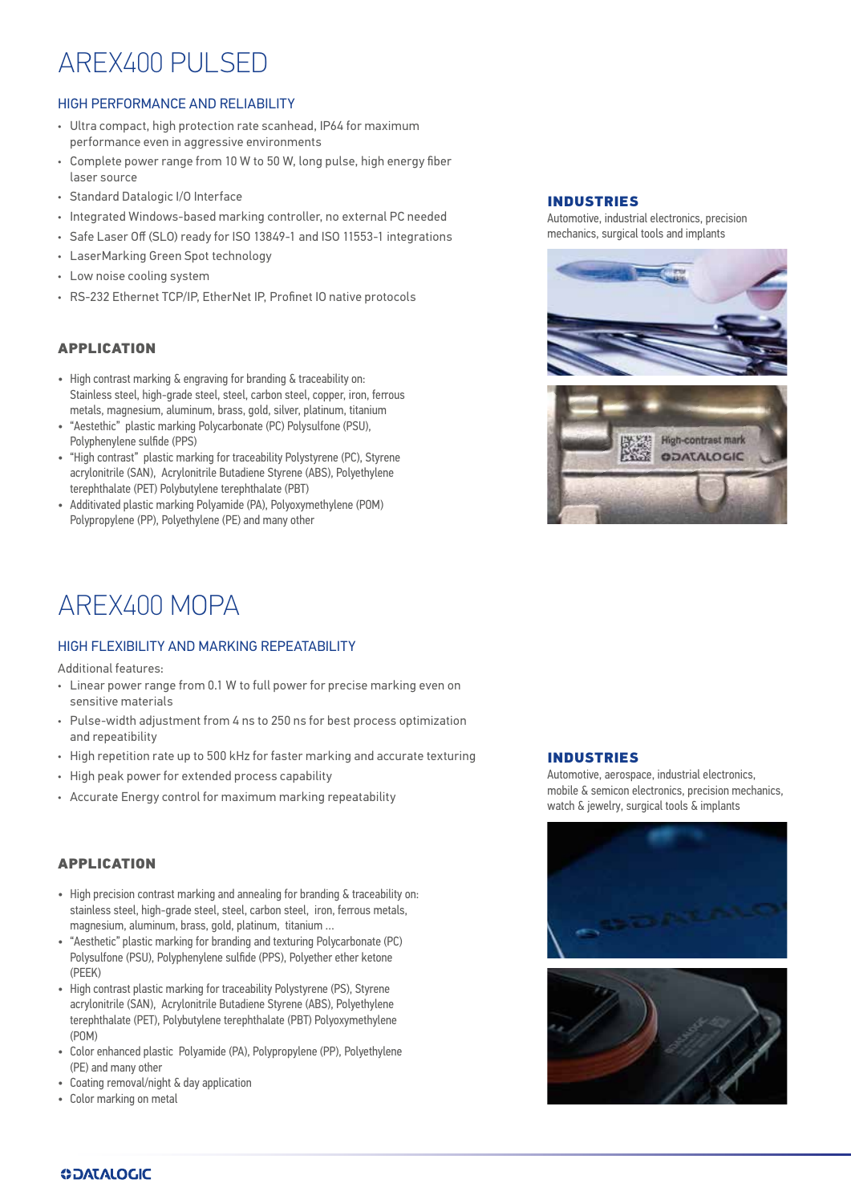# AREX400 PULSED

## HIGH PERFORMANCE AND RELIABILITY

- Ultra compact, high protection rate scanhead, IP64 for maximum performance even in aggressive environments
- Complete power range from 10 W to 50 W, long pulse, high energy fiber laser source
- Standard Datalogic I/O Interface
- Integrated Windows-based marking controller, no external PC needed
- Safe Laser Off (SLO) ready for ISO 13849-1 and ISO 11553-1 integrations
- LaserMarking Green Spot technology
- Low noise cooling system
- RS-232 Ethernet TCP/IP, EtherNet IP, Profinet IO native protocols

### APPLICATION

- High contrast marking & engraving for branding & traceability on: Stainless steel, high-grade steel, steel, carbon steel, copper, iron, ferrous metals, magnesium, aluminum, brass, gold, silver, platinum, titanium
- "Aestethic" plastic marking Polycarbonate (PC) Polysulfone (PSU), Polyphenylene sulfide (PPS)
- "High contrast" plastic marking for traceability Polystyrene (PC), Styrene acrylonitrile (SAN), Acrylonitrile Butadiene Styrene (ABS), Polyethylene terephthalate (PET) Polybutylene terephthalate (PBT)
- Additivated plastic marking Polyamide (PA), Polyoxymethylene (POM) Polypropylene (PP), Polyethylene (PE) and many other

### INDUSTRIES

Automotive, industrial electronics, precision mechanics, surgical tools and implants

# AREX400 MOPA

## HIGH FLEXIBILITY AND MARKING REPEATABILITY

Additional features:

- Linear power range from 0.1 W to full power for precise marking even on sensitive materials
- Pulse-width adjustment from 4 ns to 250 ns for best process optimization and repeatibility
- High repetition rate up to 500 kHz for faster marking and accurate texturing
- High peak power for extended process capability
- Accurate Energy control for maximum marking repeatability

### APPLICATION

- High precision contrast marking and annealing for branding & traceability on: stainless steel, high-grade steel, steel, carbon steel, iron, ferrous metals, magnesium, aluminum, brass, gold, platinum, titanium ...
- "Aesthetic" plastic marking for branding and texturing Polycarbonate (PC) Polysulfone (PSU), Polyphenylene sulfide (PPS), Polyether ether ketone (PEEK)
- High contrast plastic marking for traceability Polystyrene (PS), Styrene acrylonitrile (SAN), Acrylonitrile Butadiene Styrene (ABS), Polyethylene terephthalate (PET), Polybutylene terephthalate (PBT) Polyoxymethylene (POM)
- Color enhanced plastic Polyamide (PA), Polypropylene (PP), Polyethylene (PE) and many other
- Coating removal/night & day application
- Color marking on metal

### INDUSTRIES

Automotive, aerospace, industrial electronics, mobile & semicon electronics, precision mechanics, watch & jewelry, surgical tools & implants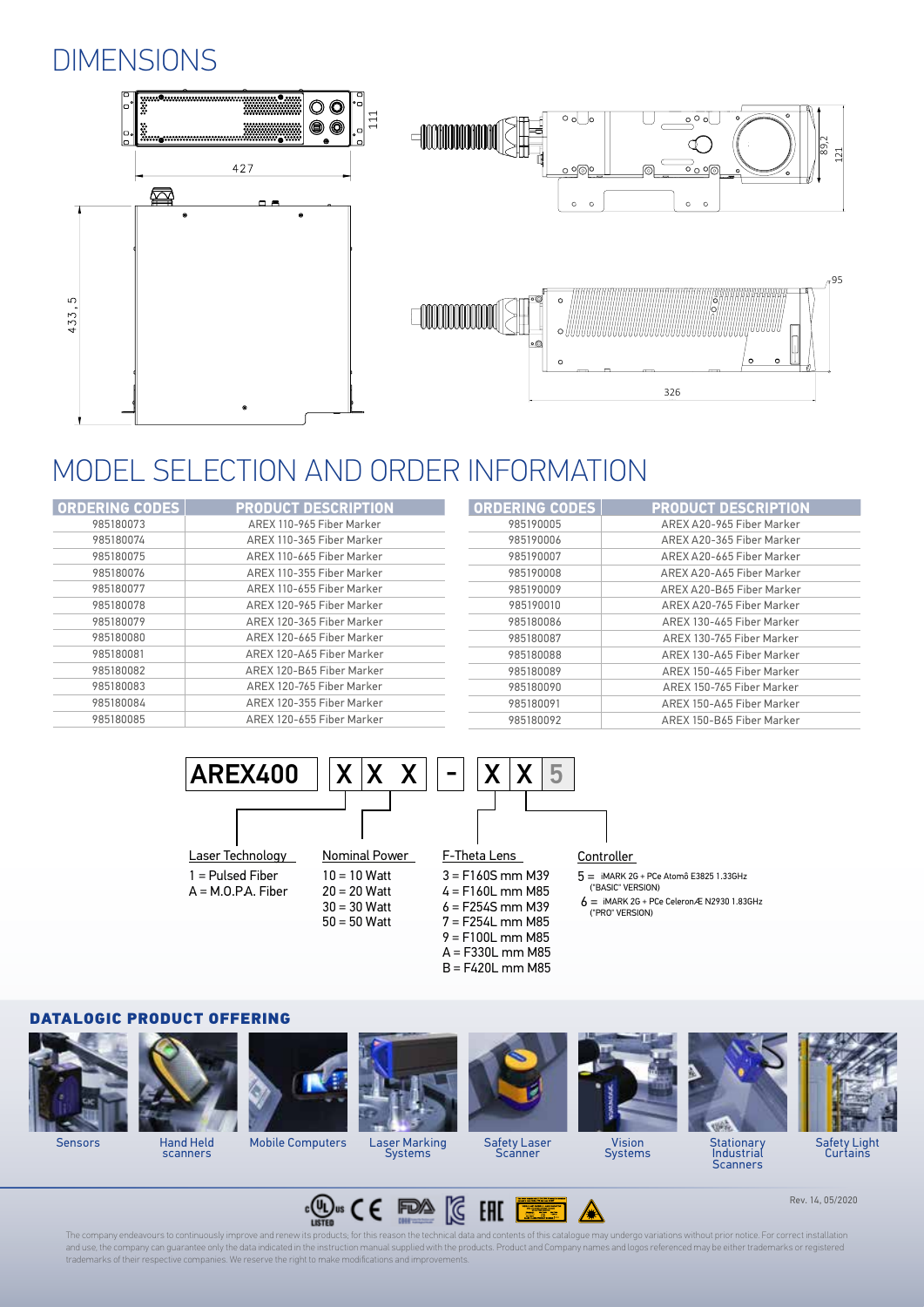# DIMENSIONS

111

427

433,5

89,2

121

95

326

# MODEL SELECTION AND ORDER INFORMATION

| ORDERING CODES | PRODUCT DESCRIPTION |
|---|---|
| 985180073 | AREX 110-965 Fiber Marker |
| 985180074 | AREX 110-365 Fiber Marker |
| 985180075 | AREX 110-665 Fiber Marker |
| 985180076 | AREX 110-355 Fiber Marker |
| 985180077 | AREX 110-655 Fiber Marker |
| 985180078 | AREX 120-965 Fiber Marker |
| 985180079 | AREX 120-365 Fiber Marker |
| 985180080 | AREX 120-665 Fiber Marker |
| 985180081 | AREX 120-A65 Fiber Marker |
| 985180082 | AREX 120-B65 Fiber Marker |
| 985180083 | AREX 120-765 Fiber Marker |
| 985180084 | AREX 120-355 Fiber Marker |
| 985180085 | AREX 120-655 Fiber Marker |

| ORDERING CODES | PRODUCT DESCRIPTION |
|---|---|
| 985190005 | AREX A20-965 Fiber Marker |
| 985190006 | AREX A20-365 Fiber Marker |
| 985190007 | AREX A20-665 Fiber Marker |
| 985190008 | AREX A20-A65 Fiber Marker |
| 985190009 | AREX A20-B65 Fiber Marker |
| 985190010 | AREX A20-765 Fiber Marker |
| 985180086 | AREX 130-465 Fiber Marker |
| 985180087 | AREX 130-765 Fiber Marker |
| 985180088 | AREX 130-A65 Fiber Marker |
| 985180089 | AREX 150-465 Fiber Marker |
| 985180090 | AREX 150-765 Fiber Marker |
| 985180091 | AREX 150-A65 Fiber Marker |
| 985180092 | AREX 150-B65 Fiber Marker |

AREX400 | X | X X | - | X | X | 5

**Laser Technology**
1 = Pulsed Fiber
A = M.O.P.A. Fiber

**Nominal Power**
10 = 10 Watt
20 = 20 Watt
30 = 30 Watt
50 = 50 Watt

**F-Theta Lens**
3 = F160S mm M39
4 = F160L mm M85
6 = F254S mm M39
7 = F254L mm M85
9 = F100L mm M85
A = F330L mm M85
B = F420L mm M85

**Controller**
5 = iMARK 2G + PCe Atomô E3825 1.33GHz ("BASIC" VERSION)
6 = iMARK 2G + PCe CeleronÆ N2930 1.83GHz ("PRO" VERSION)

## DATALOGIC PRODUCT OFFERING

Sensors | Hand Held scanners | Mobile Computers | Laser Marking Systems | Safety Laser Scanner | Vision Systems | Stationary Industrial Scanners | Safety Light Curtains

Rev. 14, 05/2020

The company endeavours to continuously improve and renew its products; for this reason the technical data and contents of this catalogue may undergo variations without prior notice. For correct installation and use, the company can guarantee only the data indicated in the instruction manual supplied with the products. Product and Company names and logos referenced may be either trademarks or registered trademarks of their respective companies. We reserve the right to make modifications and improvements.